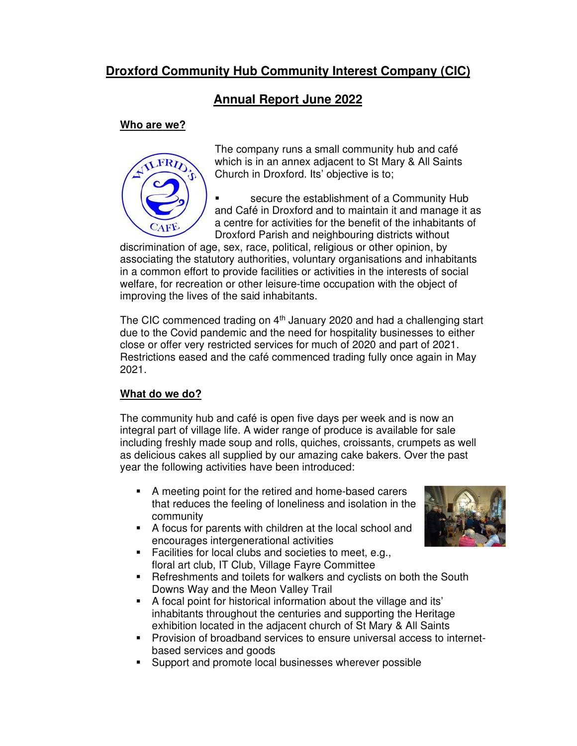# Droxford Community Hub Community Interest Company (CIC)

## Annual Report June 2022

### Who are we?

The company runs a small community hub and café which is in an annex adjacent to St Mary & All Saints Church in Droxford. Its' objective is to;

- secure the establishment of a Community Hub and Café in Droxford and to maintain it and manage it as a centre for activities for the benefit of the inhabitants of Droxford Parish and neighbouring districts without discrimination of age, sex, race, political, religious or other opinion, by associating the statutory authorities, voluntary organisations and inhabitants in a common effort to provide facilities or activities in the interests of social welfare, for recreation or other leisure-time occupation with the object of improving the lives of the said inhabitants.

The CIC commenced trading on 4th January 2020 and had a challenging start due to the Covid pandemic and the need for hospitality businesses to either close or offer very restricted services for much of 2020 and part of 2021. Restrictions eased and the café commenced trading fully once again in May 2021.

### What do we do?

The community hub and café is open five days per week and is now an integral part of village life. A wider range of produce is available for sale including freshly made soup and rolls, quiches, croissants, crumpets as well as delicious cakes all supplied by our amazing cake bakers. Over the past year the following activities have been introduced:

- A meeting point for the retired and home-based carers that reduces the feeling of loneliness and isolation in the community
- A focus for parents with children at the local school and encourages intergenerational activities
- Facilities for local clubs and societies to meet, e.g., floral art club, IT Club, Village Fayre Committee
- Refreshments and toilets for walkers and cyclists on both the South Downs Way and the Meon Valley Trail
- A focal point for historical information about the village and its' inhabitants throughout the centuries and supporting the Heritage exhibition located in the adjacent church of St Mary & All Saints
- Provision of broadband services to ensure universal access to internet-based services and goods
- Support and promote local businesses wherever possible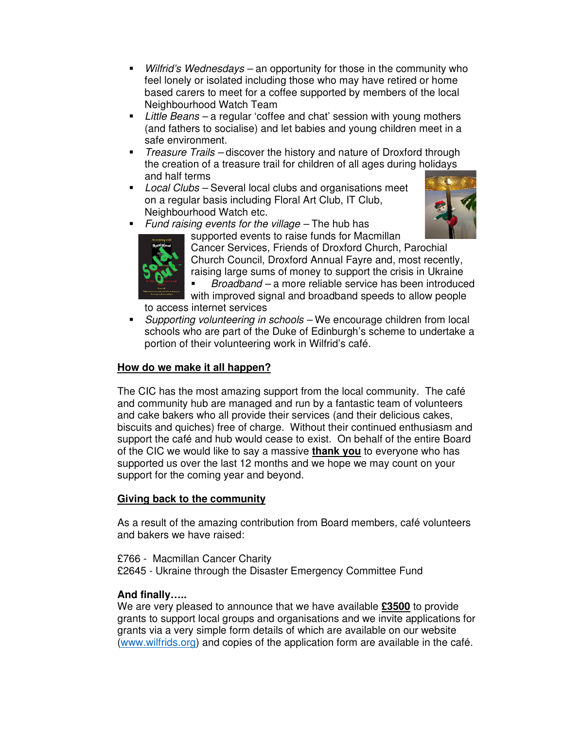- *Wilfrid's Wednesdays* – an opportunity for those in the community who feel lonely or isolated including those who may have retired or home based carers to meet for a coffee supported by members of the local Neighbourhood Watch Team
- *Little Beans* – a regular 'coffee and chat' session with young mothers (and fathers to socialise) and let babies and young children meet in a safe environment.
- *Treasure Trails* – discover the history and nature of Droxford through the creation of a treasure trail for children of all ages during holidays and half terms
- *Local Clubs* – Several local clubs and organisations meet on a regular basis including Floral Art Club, IT Club, Neighbourhood Watch etc.
- *Fund raising events for the village* – The hub has supported events to raise funds for Macmillan Cancer Services, Friends of Droxford Church, Parochial Church Council, Droxford Annual Fayre and, most recently, raising large sums of money to support the crisis in Ukraine
- *Broadband* – a more reliable service has been introduced with improved signal and broadband speeds to allow people to access internet services
- *Supporting volunteering in schools* – We encourage children from local schools who are part of the Duke of Edinburgh's scheme to undertake a portion of their volunteering work in Wilfrid's café.

**How do we make it all happen?**

The CIC has the most amazing support from the local community. The café and community hub are managed and run by a fantastic team of volunteers and cake bakers who all provide their services (and their delicious cakes, biscuits and quiches) free of charge. Without their continued enthusiasm and support the café and hub would cease to exist. On behalf of the entire Board of the CIC we would like to say a massive **thank you** to everyone who has supported us over the last 12 months and we hope we may count on your support for the coming year and beyond.

**Giving back to the community**

As a result of the amazing contribution from Board members, café volunteers and bakers we have raised:

£766 - Macmillan Cancer Charity
£2645 - Ukraine through the Disaster Emergency Committee Fund

**And finally…..**
We are very pleased to announce that we have available **£3500** to provide grants to support local groups and organisations and we invite applications for grants via a very simple form details of which are available on our website (www.wilfrids.org) and copies of the application form are available in the café.